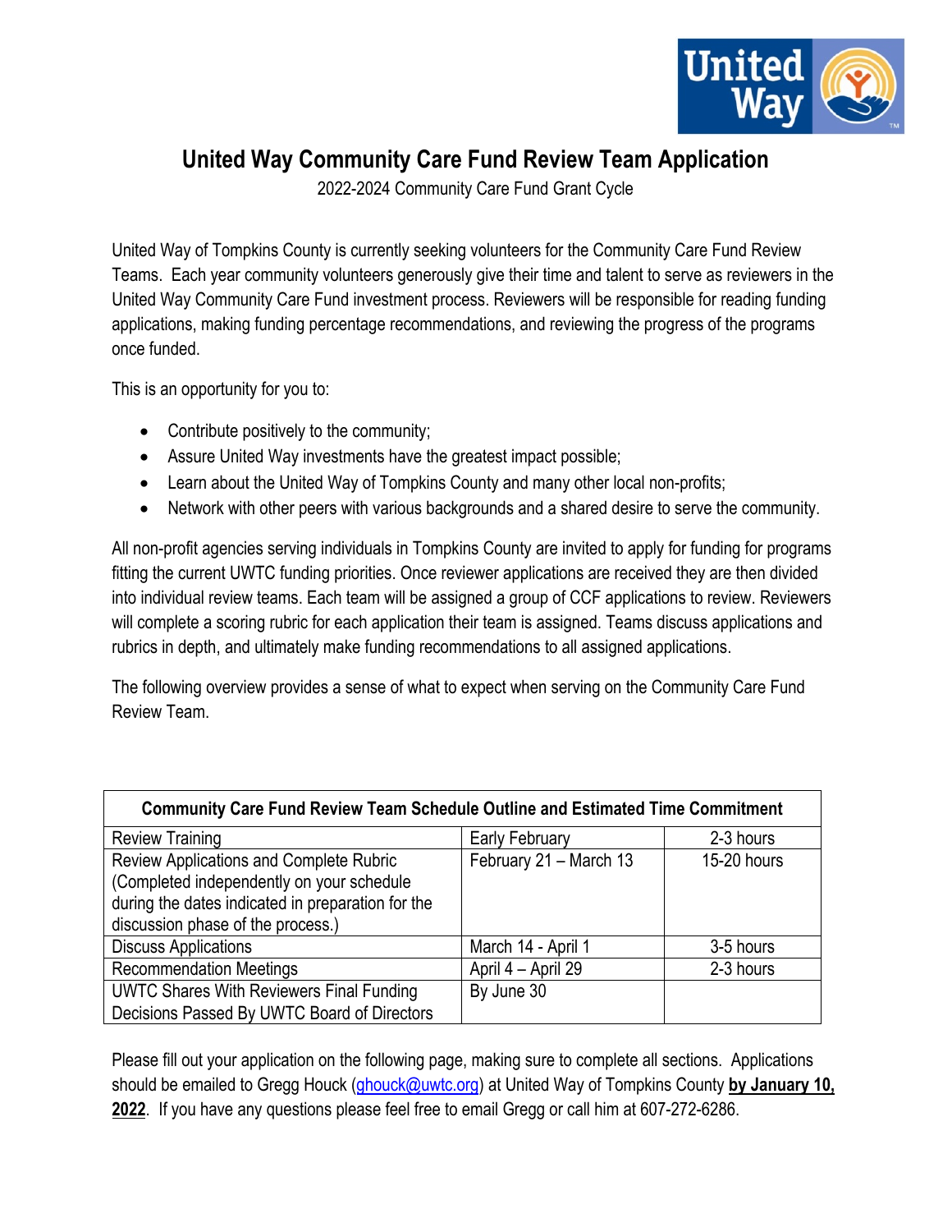# United Way Community Care Fund Review Team Application

2022-2024 Community Care Fund Grant Cycle

United Way of Tompkins County is currently seeking volunteers for the Community Care Fund Review Teams. Each year community volunteers generously give their time and talent to serve as reviewers in the United Way Community Care Fund investment process. Reviewers will be responsible for reading funding applications, making funding percentage recommendations, and reviewing the progress of the programs once funded.

This is an opportunity for you to:

- Contribute positively to the community;
- Assure United Way investments have the greatest impact possible;
- Learn about the United Way of Tompkins County and many other local non-profits;
- Network with other peers with various backgrounds and a shared desire to serve the community.

All non-profit agencies serving individuals in Tompkins County are invited to apply for funding for programs fitting the current UWTC funding priorities. Once reviewer applications are received they are then divided into individual review teams. Each team will be assigned a group of CCF applications to review. Reviewers will complete a scoring rubric for each application their team is assigned. Teams discuss applications and rubrics in depth, and ultimately make funding recommendations to all assigned applications.

The following overview provides a sense of what to expect when serving on the Community Care Fund Review Team.

| Community Care Fund Review Team Schedule Outline and Estimated Time Commitment | | |
|---|---|---|
| Review Training | Early February | 2-3 hours |
| Review Applications and Complete Rubric (Completed independently on your schedule during the dates indicated in preparation for the discussion phase of the process.) | February 21 – March 13 | 15-20 hours |
| Discuss Applications | March 14 - April 1 | 3-5 hours |
| Recommendation Meetings | April 4 – April 29 | 2-3 hours |
| UWTC Shares With Reviewers Final Funding Decisions Passed By UWTC Board of Directors | By June 30 | |

Please fill out your application on the following page, making sure to complete all sections. Applications should be emailed to Gregg Houck (ghouck@uwtc.org) at United Way of Tompkins County **by January 10, 2022**. If you have any questions please feel free to email Gregg or call him at 607-272-6286.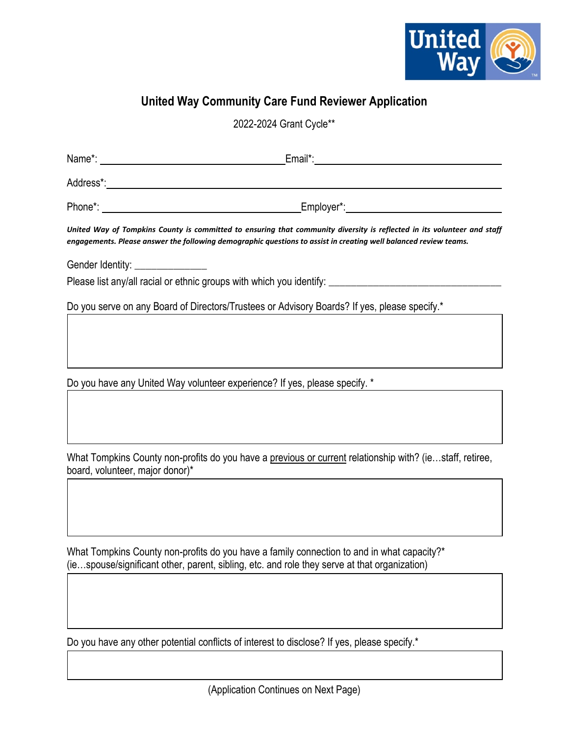# United Way Community Care Fund Reviewer Application

2022-2024 Grant Cycle**

Name*: ______________________ Email*: ______________________

Address*: ______________________________________________

Phone*: ______________________ Employer*: ______________________

***United Way of Tompkins County is committed to ensuring that community diversity is reflected in its volunteer and staff engagements. Please answer the following demographic questions to assist in creating well balanced review teams.***

Gender Identity: ______________

Please list any/all racial or ethnic groups with which you identify: ______________________________

Do you serve on any Board of Directors/Trustees or Advisory Boards? If yes, please specify.*

Do you have any United Way volunteer experience? If yes, please specify. *

What Tompkins County non-profits do you have a previous or current relationship with? (ie…staff, retiree, board, volunteer, major donor)*

What Tompkins County non-profits do you have a family connection to and in what capacity?* (ie…spouse/significant other, parent, sibling, etc. and role they serve at that organization)

Do you have any other potential conflicts of interest to disclose? If yes, please specify.*

(Application Continues on Next Page)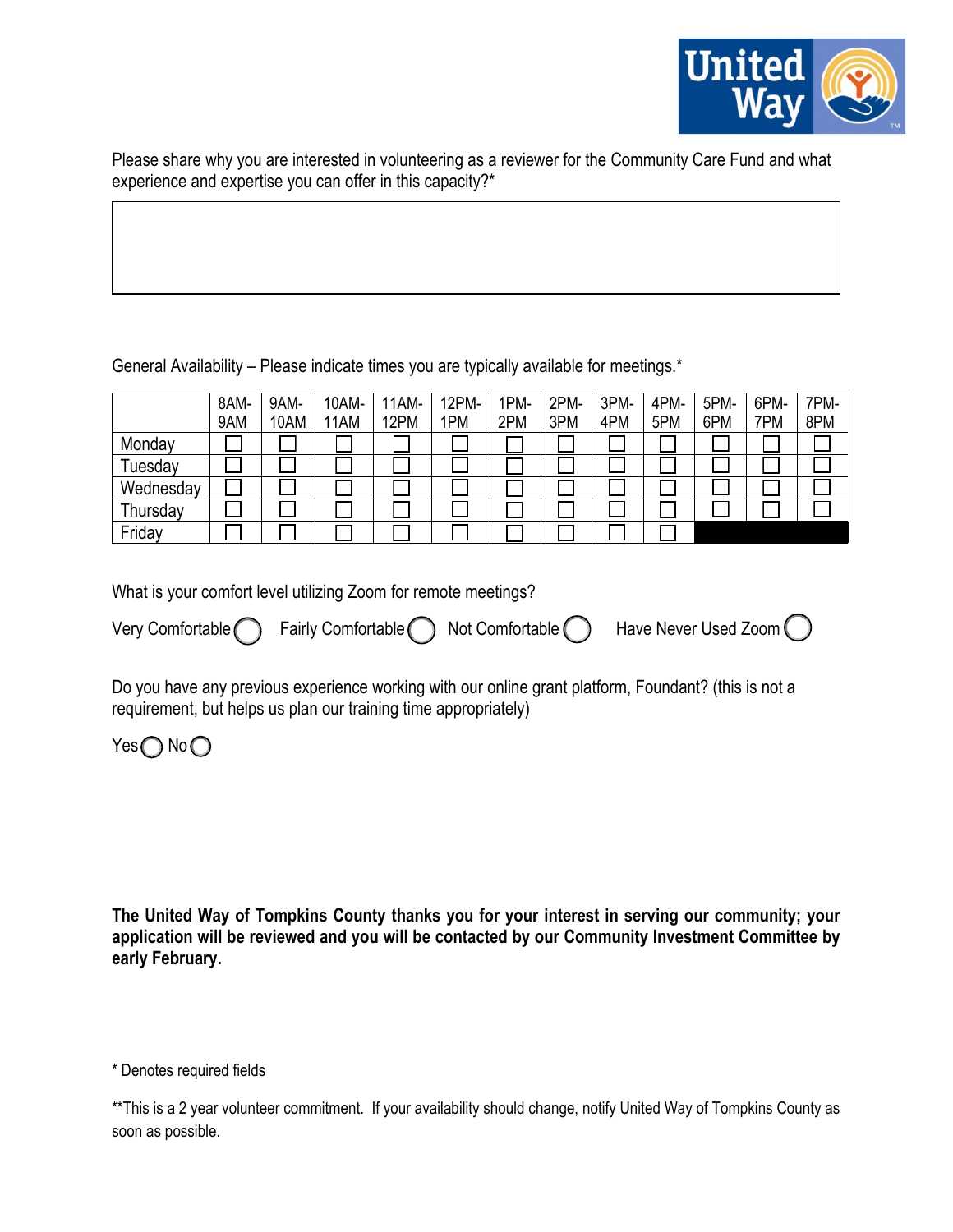Please share why you are interested in volunteering as a reviewer for the Community Care Fund and what experience and expertise you can offer in this capacity?*

General Availability – Please indicate times you are typically available for meetings.*

| | 8AM-9AM | 9AM-10AM | 10AM-11AM | 11AM-12PM | 12PM-1PM | 1PM-2PM | 2PM-3PM | 3PM-4PM | 4PM-5PM | 5PM-6PM | 6PM-7PM | 7PM-8PM |
|---|---|---|---|---|---|---|---|---|---|---|---|---|
| Monday | ☐ | ☐ | ☐ | ☐ | ☐ | ☐ | ☐ | ☐ | ☐ | ☐ | ☐ | ☐ |
| Tuesday | ☐ | ☐ | ☐ | ☐ | ☐ | ☐ | ☐ | ☐ | ☐ | ☐ | ☐ | ☐ |
| Wednesday | ☐ | ☐ | ☐ | ☐ | ☐ | ☐ | ☐ | ☐ | ☐ | ☐ | ☐ | ☐ |
| Thursday | ☐ | ☐ | ☐ | ☐ | ☐ | ☐ | ☐ | ☐ | ☐ | ☐ | ☐ | ☐ |
| Friday | ☐ | ☐ | ☐ | ☐ | ☐ | ☐ | ☐ | ☐ | ☐ | | | |

What is your comfort level utilizing Zoom for remote meetings?

Very Comfortable ◯ Fairly Comfortable ◯ Not Comfortable ◯ Have Never Used Zoom ◯

Do you have any previous experience working with our online grant platform, Foundant? (this is not a requirement, but helps us plan our training time appropriately)

Yes ◯ No ◯

**The United Way of Tompkins County thanks you for your interest in serving our community; your application will be reviewed and you will be contacted by our Community Investment Committee by early February.**

* Denotes required fields

**This is a 2 year volunteer commitment. If your availability should change, notify United Way of Tompkins County as soon as possible.